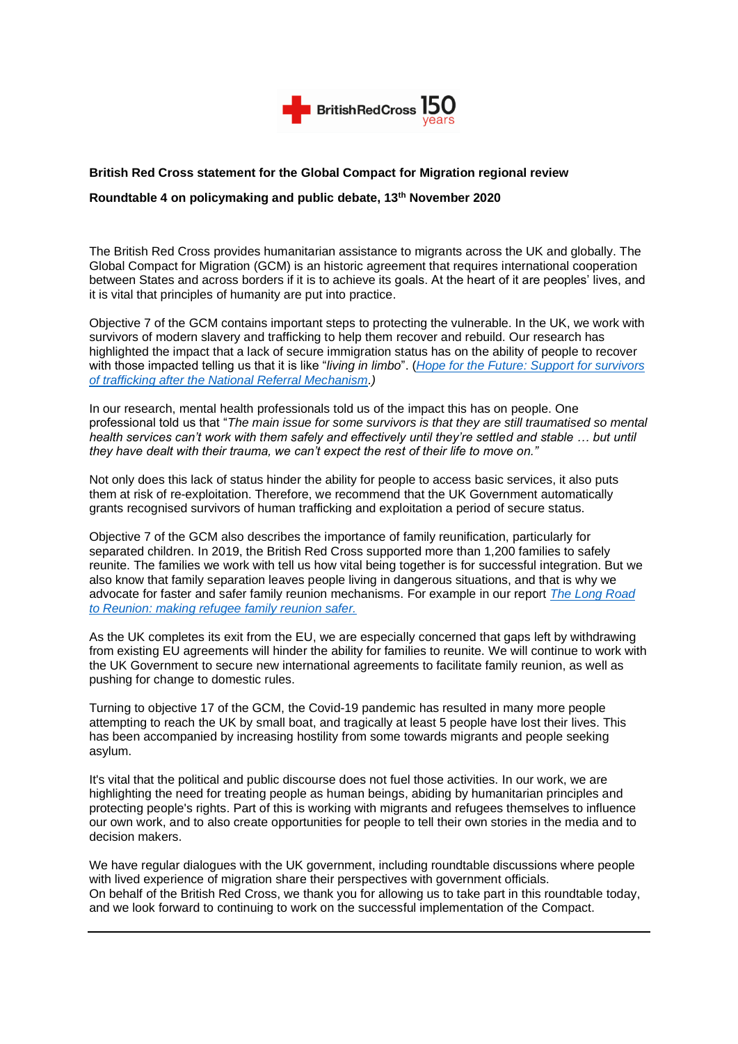**British Red Cross statement for the Global Compact for Migration regional review**

**Roundtable 4 on policymaking and public debate, 13th November 2020**

The British Red Cross provides humanitarian assistance to migrants across the UK and globally. The Global Compact for Migration (GCM) is an historic agreement that requires international cooperation between States and across borders if it is to achieve its goals. At the heart of it are peoples' lives, and it is vital that principles of humanity are put into practice.

Objective 7 of the GCM contains important steps to protecting the vulnerable. In the UK, we work with survivors of modern slavery and trafficking to help them recover and rebuild. Our research has highlighted the impact that a lack of secure immigration status has on the ability of people to recover with those impacted telling us that it is like "*living in limbo*". (*Hope for the Future: Support for survivors of trafficking after the National Referral Mechanism.*)

In our research, mental health professionals told us of the impact this has on people. One professional told us that "*The main issue for some survivors is that they are still traumatised so mental health services can't work with them safely and effectively until they're settled and stable … but until they have dealt with their trauma, we can't expect the rest of their life to move on.*"

Not only does this lack of status hinder the ability for people to access basic services, it also puts them at risk of re-exploitation. Therefore, we recommend that the UK Government automatically grants recognised survivors of human trafficking and exploitation a period of secure status.

Objective 7 of the GCM also describes the importance of family reunification, particularly for separated children. In 2019, the British Red Cross supported more than 1,200 families to safely reunite. The families we work with tell us how vital being together is for successful integration. But we also know that family separation leaves people living in dangerous situations, and that is why we advocate for faster and safer family reunion mechanisms. For example in our report *The Long Road to Reunion: making refugee family reunion safer.*

As the UK completes its exit from the EU, we are especially concerned that gaps left by withdrawing from existing EU agreements will hinder the ability for families to reunite. We will continue to work with the UK Government to secure new international agreements to facilitate family reunion, as well as pushing for change to domestic rules.

Turning to objective 17 of the GCM, the Covid-19 pandemic has resulted in many more people attempting to reach the UK by small boat, and tragically at least 5 people have lost their lives. This has been accompanied by increasing hostility from some towards migrants and people seeking asylum.

It's vital that the political and public discourse does not fuel those activities. In our work, we are highlighting the need for treating people as human beings, abiding by humanitarian principles and protecting people's rights. Part of this is working with migrants and refugees themselves to influence our own work, and to also create opportunities for people to tell their own stories in the media and to decision makers.

We have regular dialogues with the UK government, including roundtable discussions where people with lived experience of migration share their perspectives with government officials.
On behalf of the British Red Cross, we thank you for allowing us to take part in this roundtable today, and we look forward to continuing to work on the successful implementation of the Compact.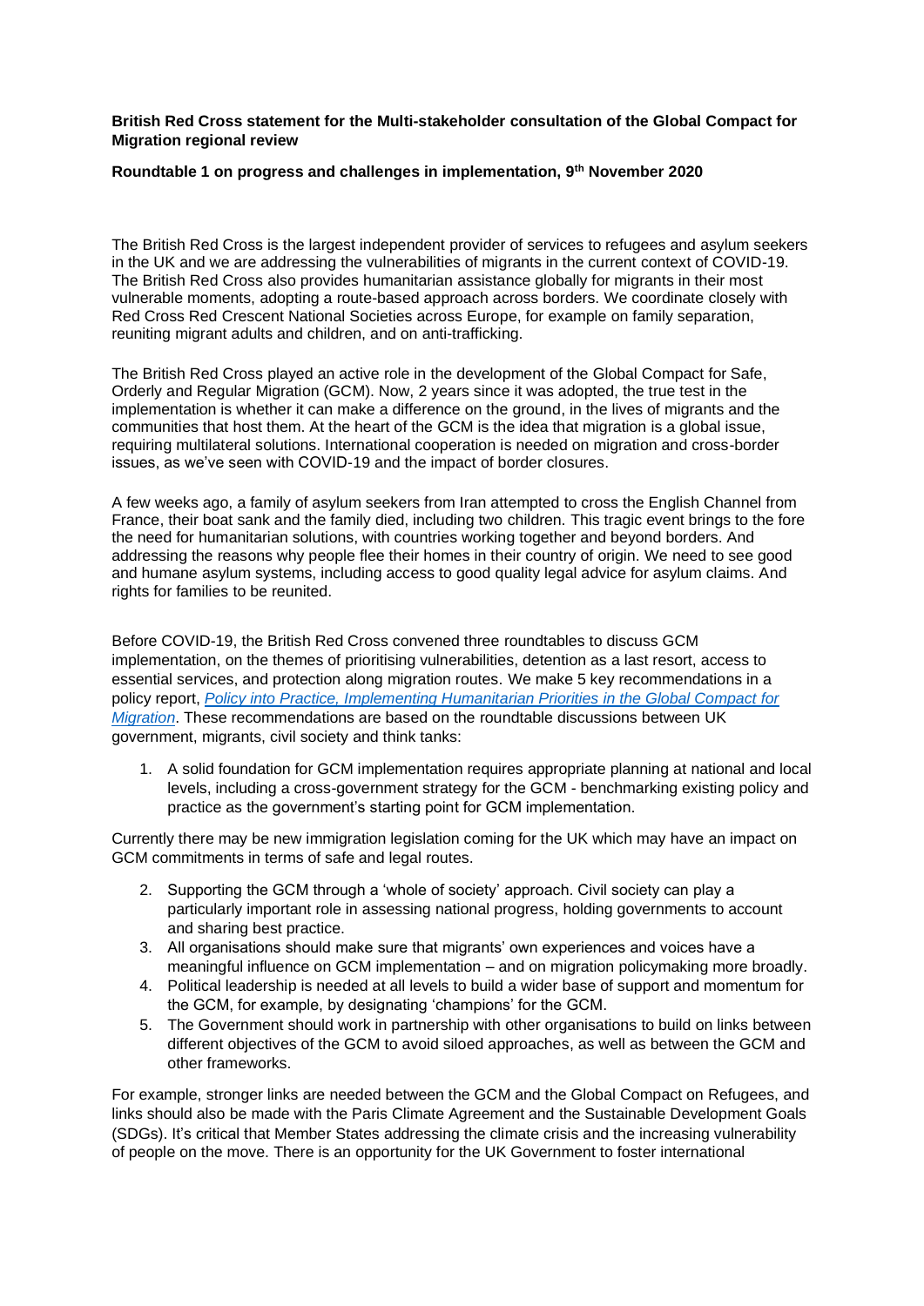**British Red Cross statement for the Multi-stakeholder consultation of the Global Compact for Migration regional review**

**Roundtable 1 on progress and challenges in implementation, 9th November 2020**

The British Red Cross is the largest independent provider of services to refugees and asylum seekers in the UK and we are addressing the vulnerabilities of migrants in the current context of COVID-19. The British Red Cross also provides humanitarian assistance globally for migrants in their most vulnerable moments, adopting a route-based approach across borders. We coordinate closely with Red Cross Red Crescent National Societies across Europe, for example on family separation, reuniting migrant adults and children, and on anti-trafficking.

The British Red Cross played an active role in the development of the Global Compact for Safe, Orderly and Regular Migration (GCM). Now, 2 years since it was adopted, the true test in the implementation is whether it can make a difference on the ground, in the lives of migrants and the communities that host them. At the heart of the GCM is the idea that migration is a global issue, requiring multilateral solutions. International cooperation is needed on migration and cross-border issues, as we've seen with COVID-19 and the impact of border closures.

A few weeks ago, a family of asylum seekers from Iran attempted to cross the English Channel from France, their boat sank and the family died, including two children. This tragic event brings to the fore the need for humanitarian solutions, with countries working together and beyond borders. And addressing the reasons why people flee their homes in their country of origin. We need to see good and humane asylum systems, including access to good quality legal advice for asylum claims. And rights for families to be reunited.

Before COVID-19, the British Red Cross convened three roundtables to discuss GCM implementation, on the themes of prioritising vulnerabilities, detention as a last resort, access to essential services, and protection along migration routes. We make 5 key recommendations in a policy report, *Policy into Practice, Implementing Humanitarian Priorities in the Global Compact for Migration*. These recommendations are based on the roundtable discussions between UK government, migrants, civil society and think tanks:

1. A solid foundation for GCM implementation requires appropriate planning at national and local levels, including a cross-government strategy for the GCM - benchmarking existing policy and practice as the government's starting point for GCM implementation.

Currently there may be new immigration legislation coming for the UK which may have an impact on GCM commitments in terms of safe and legal routes.

2. Supporting the GCM through a 'whole of society' approach. Civil society can play a particularly important role in assessing national progress, holding governments to account and sharing best practice.
3. All organisations should make sure that migrants' own experiences and voices have a meaningful influence on GCM implementation – and on migration policymaking more broadly.
4. Political leadership is needed at all levels to build a wider base of support and momentum for the GCM, for example, by designating 'champions' for the GCM.
5. The Government should work in partnership with other organisations to build on links between different objectives of the GCM to avoid siloed approaches, as well as between the GCM and other frameworks.

For example, stronger links are needed between the GCM and the Global Compact on Refugees, and links should also be made with the Paris Climate Agreement and the Sustainable Development Goals (SDGs). It's critical that Member States addressing the climate crisis and the increasing vulnerability of people on the move. There is an opportunity for the UK Government to foster international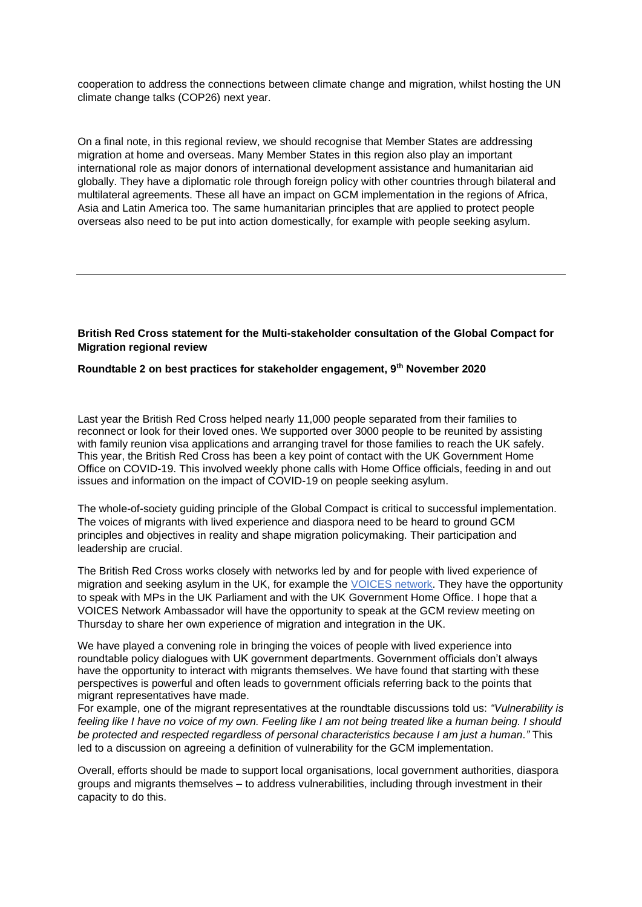cooperation to address the connections between climate change and migration, whilst hosting the UN climate change talks (COP26) next year.

On a final note, in this regional review, we should recognise that Member States are addressing migration at home and overseas. Many Member States in this region also play an important international role as major donors of international development assistance and humanitarian aid globally. They have a diplomatic role through foreign policy with other countries through bilateral and multilateral agreements. These all have an impact on GCM implementation in the regions of Africa, Asia and Latin America too. The same humanitarian principles that are applied to protect people overseas also need to be put into action domestically, for example with people seeking asylum.

---

**British Red Cross statement for the Multi-stakeholder consultation of the Global Compact for Migration regional review**

**Roundtable 2 on best practices for stakeholder engagement, 9th November 2020**

Last year the British Red Cross helped nearly 11,000 people separated from their families to reconnect or look for their loved ones. We supported over 3000 people to be reunited by assisting with family reunion visa applications and arranging travel for those families to reach the UK safely. This year, the British Red Cross has been a key point of contact with the UK Government Home Office on COVID-19. This involved weekly phone calls with Home Office officials, feeding in and out issues and information on the impact of COVID-19 on people seeking asylum.

The whole-of-society guiding principle of the Global Compact is critical to successful implementation. The voices of migrants with lived experience and diaspora need to be heard to ground GCM principles and objectives in reality and shape migration policymaking. Their participation and leadership are crucial.

The British Red Cross works closely with networks led by and for people with lived experience of migration and seeking asylum in the UK, for example the VOICES network. They have the opportunity to speak with MPs in the UK Parliament and with the UK Government Home Office. I hope that a VOICES Network Ambassador will have the opportunity to speak at the GCM review meeting on Thursday to share her own experience of migration and integration in the UK.

We have played a convening role in bringing the voices of people with lived experience into roundtable policy dialogues with UK government departments. Government officials don't always have the opportunity to interact with migrants themselves. We have found that starting with these perspectives is powerful and often leads to government officials referring back to the points that migrant representatives have made.
For example, one of the migrant representatives at the roundtable discussions told us: *"Vulnerability is feeling like I have no voice of my own. Feeling like I am not being treated like a human being. I should be protected and respected regardless of personal characteristics because I am just a human."* This led to a discussion on agreeing a definition of vulnerability for the GCM implementation.

Overall, efforts should be made to support local organisations, local government authorities, diaspora groups and migrants themselves – to address vulnerabilities, including through investment in their capacity to do this.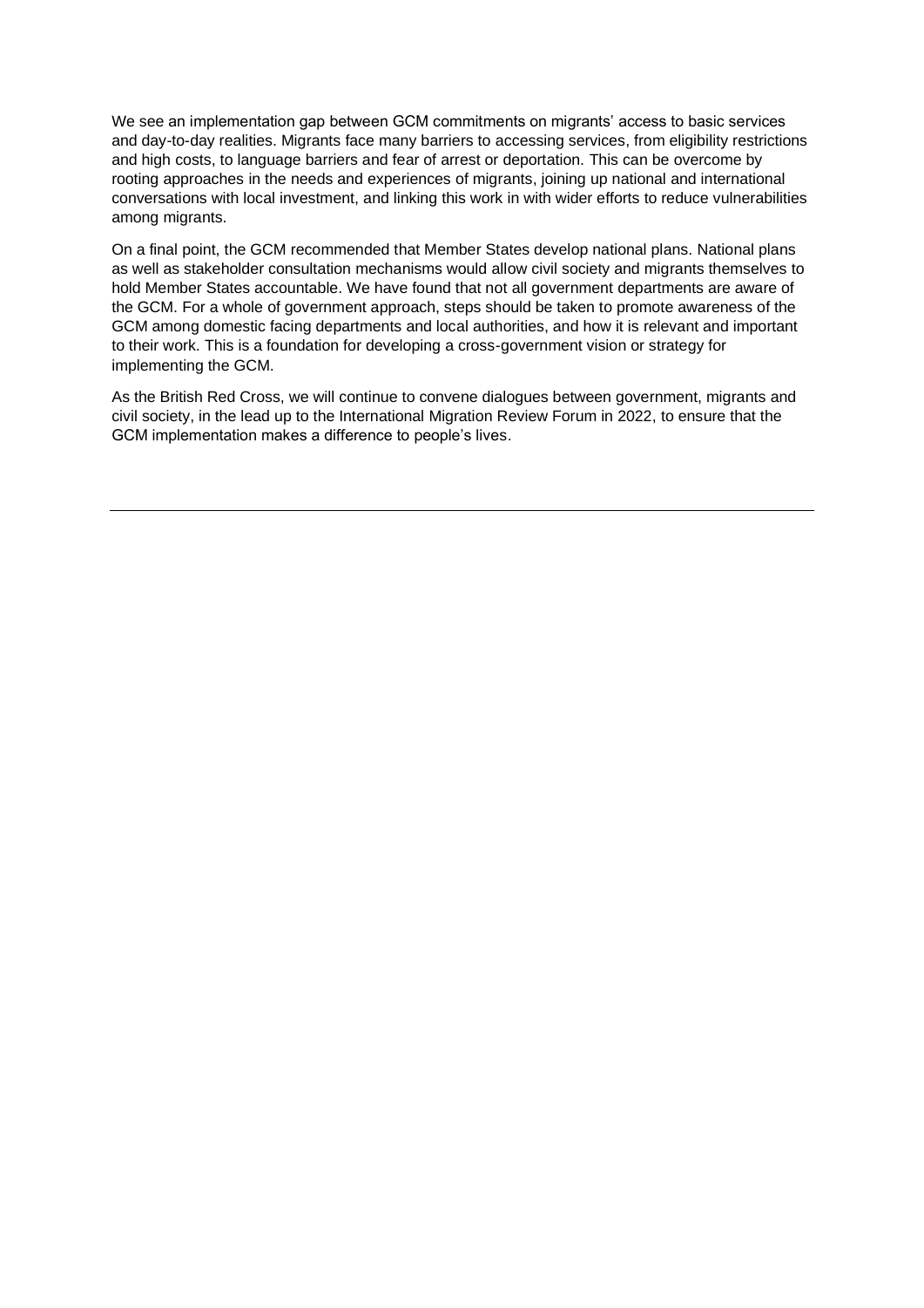We see an implementation gap between GCM commitments on migrants' access to basic services and day-to-day realities. Migrants face many barriers to accessing services, from eligibility restrictions and high costs, to language barriers and fear of arrest or deportation. This can be overcome by rooting approaches in the needs and experiences of migrants, joining up national and international conversations with local investment, and linking this work in with wider efforts to reduce vulnerabilities among migrants.

On a final point, the GCM recommended that Member States develop national plans. National plans as well as stakeholder consultation mechanisms would allow civil society and migrants themselves to hold Member States accountable. We have found that not all government departments are aware of the GCM. For a whole of government approach, steps should be taken to promote awareness of the GCM among domestic facing departments and local authorities, and how it is relevant and important to their work. This is a foundation for developing a cross-government vision or strategy for implementing the GCM.

As the British Red Cross, we will continue to convene dialogues between government, migrants and civil society, in the lead up to the International Migration Review Forum in 2022, to ensure that the GCM implementation makes a difference to people's lives.

---